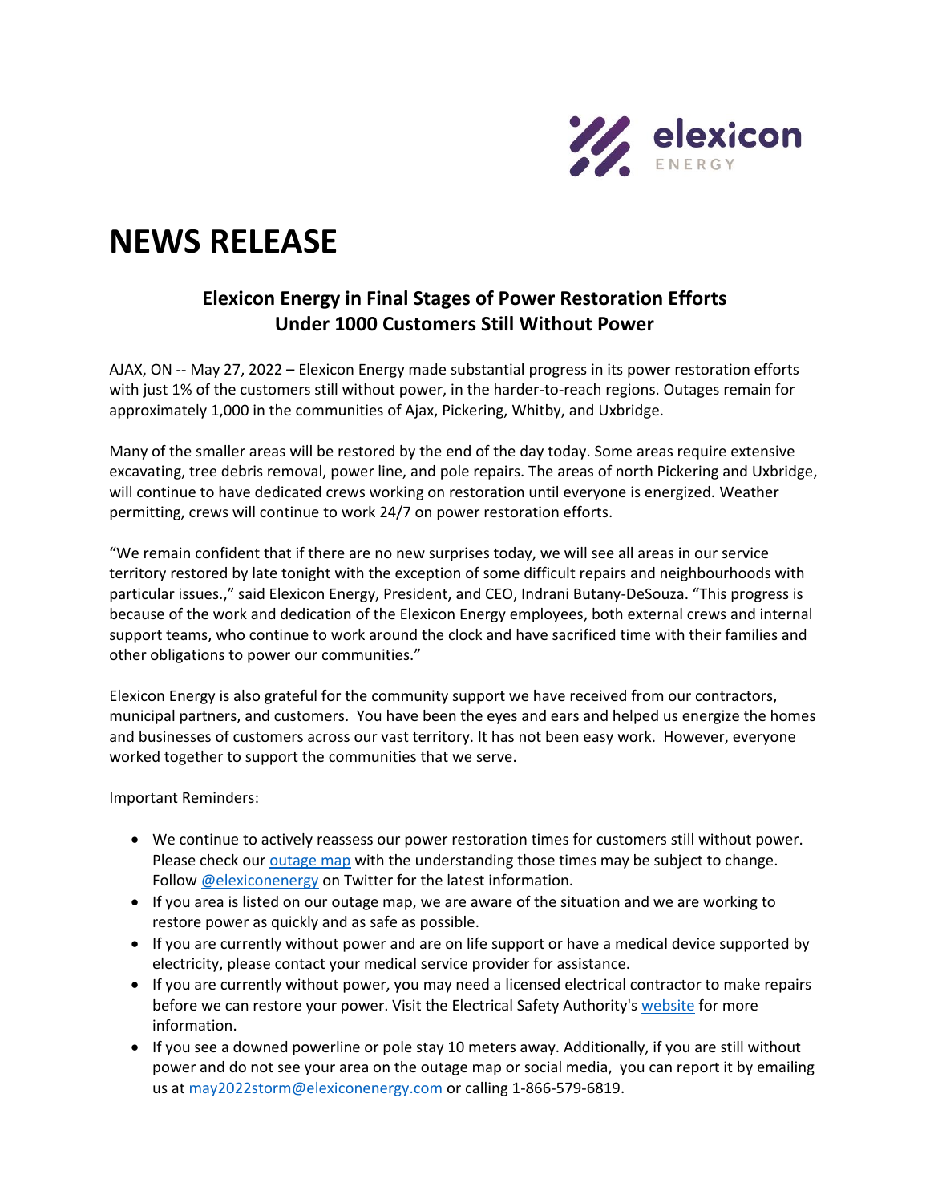# NEWS RELEASE

## Elexicon Energy in Final Stages of Power Restoration Efforts
## Under 1000 Customers Still Without Power

AJAX, ON -- May 27, 2022 – Elexicon Energy made substantial progress in its power restoration efforts with just 1% of the customers still without power, in the harder-to-reach regions. Outages remain for approximately 1,000 in the communities of Ajax, Pickering, Whitby, and Uxbridge.

Many of the smaller areas will be restored by the end of the day today. Some areas require extensive excavating, tree debris removal, power line, and pole repairs. The areas of north Pickering and Uxbridge, will continue to have dedicated crews working on restoration until everyone is energized. Weather permitting, crews will continue to work 24/7 on power restoration efforts.

"We remain confident that if there are no new surprises today, we will see all areas in our service territory restored by late tonight with the exception of some difficult repairs and neighbourhoods with particular issues.," said Elexicon Energy, President, and CEO, Indrani Butany-DeSouza. "This progress is because of the work and dedication of the Elexicon Energy employees, both external crews and internal support teams, who continue to work around the clock and have sacrificed time with their families and other obligations to power our communities."

Elexicon Energy is also grateful for the community support we have received from our contractors, municipal partners, and customers. You have been the eyes and ears and helped us energize the homes and businesses of customers across our vast territory. It has not been easy work. However, everyone worked together to support the communities that we serve.

Important Reminders:

- We continue to actively reassess our power restoration times for customers still without power. Please check our outage map with the understanding those times may be subject to change. Follow @elexiconenergy on Twitter for the latest information.
- If you area is listed on our outage map, we are aware of the situation and we are working to restore power as quickly and as safe as possible.
- If you are currently without power and are on life support or have a medical device supported by electricity, please contact your medical service provider for assistance.
- If you are currently without power, you may need a licensed electrical contractor to make repairs before we can restore your power. Visit the Electrical Safety Authority's website for more information.
- If you see a downed powerline or pole stay 10 meters away. Additionally, if you are still without power and do not see your area on the outage map or social media, you can report it by emailing us at may2022storm@elexiconenergy.com or calling 1-866-579-6819.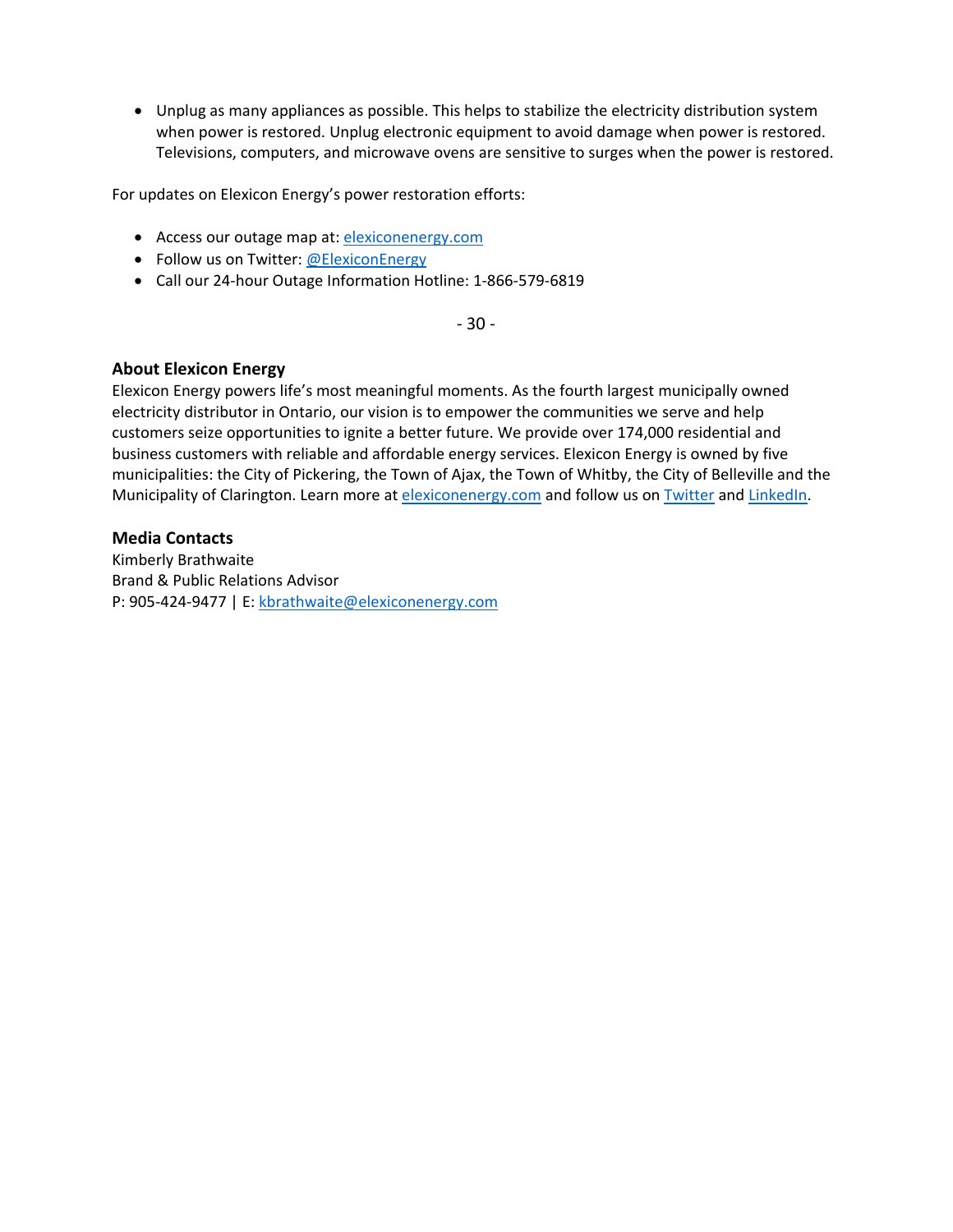- Unplug as many appliances as possible. This helps to stabilize the electricity distribution system when power is restored. Unplug electronic equipment to avoid damage when power is restored. Televisions, computers, and microwave ovens are sensitive to surges when the power is restored.

For updates on Elexicon Energy's power restoration efforts:

- Access our outage map at: elexiconenergy.com
- Follow us on Twitter: @ElexiconEnergy
- Call our 24-hour Outage Information Hotline: 1-866-579-6819

- 30 -

**About Elexicon Energy**

Elexicon Energy powers life's most meaningful moments. As the fourth largest municipally owned electricity distributor in Ontario, our vision is to empower the communities we serve and help customers seize opportunities to ignite a better future. We provide over 174,000 residential and business customers with reliable and affordable energy services. Elexicon Energy is owned by five municipalities: the City of Pickering, the Town of Ajax, the Town of Whitby, the City of Belleville and the Municipality of Clarington. Learn more at elexiconenergy.com and follow us on Twitter and LinkedIn.

**Media Contacts**

Kimberly Brathwaite
Brand & Public Relations Advisor
P: 905-424-9477 | E: kbrathwaite@elexiconenergy.com